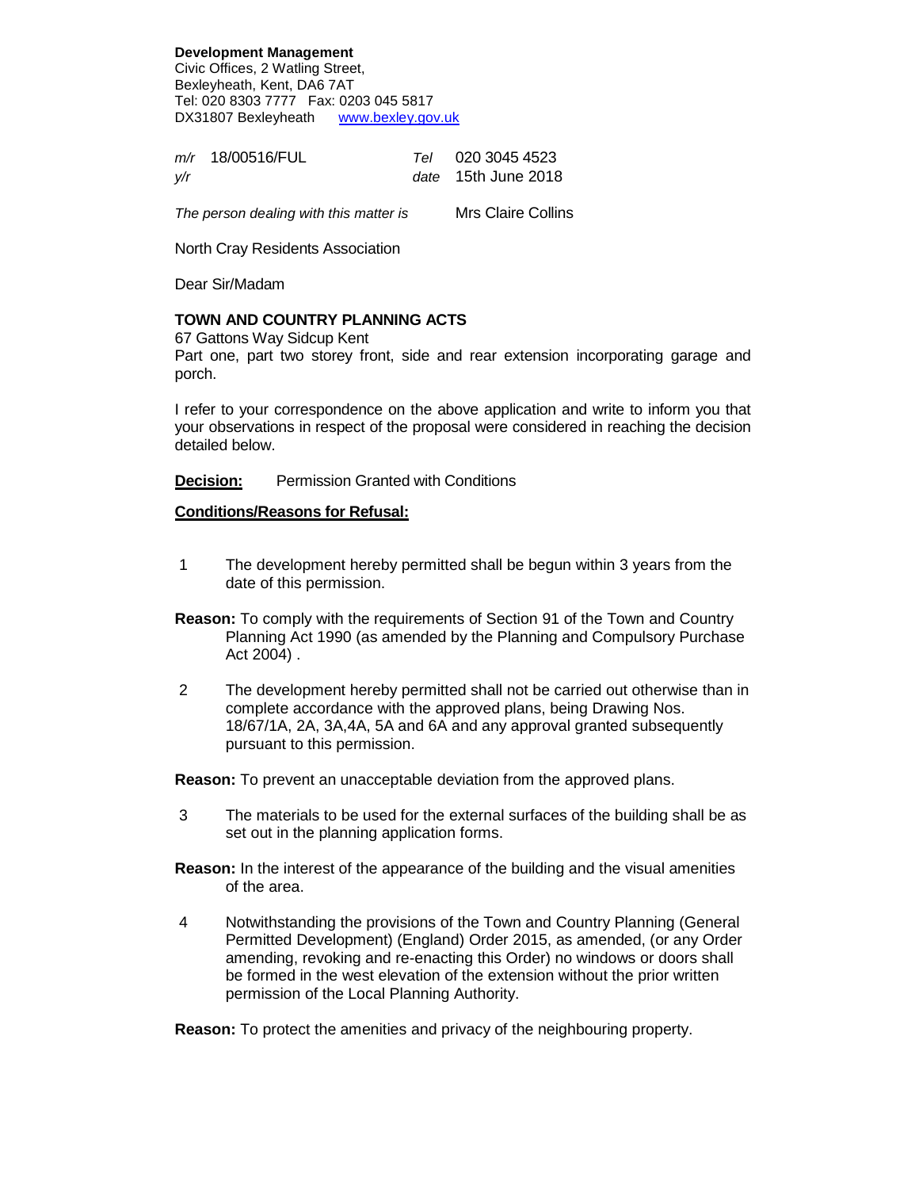**Development Management**
Civic Offices, 2 Watling Street,
Bexleyheath, Kent, DA6 7AT
Tel: 020 8303 7777 Fax: 0203 045 5817
DX31807 Bexleyheath [www.bexley.gov.uk](http://www.bexley.gov.uk)

| | | | |
|---|---|---|---|
| *m/r* | 18/00516/FUL | *Tel* | 020 3045 4523 |
| *y/r* | | *date* | 15th June 2018 |

*The person dealing with this matter is* Mrs Claire Collins

North Cray Residents Association

Dear Sir/Madam

**TOWN AND COUNTRY PLANNING ACTS**
67 Gattons Way Sidcup Kent
Part one, part two storey front, side and rear extension incorporating garage and porch.

I refer to your correspondence on the above application and write to inform you that your observations in respect of the proposal were considered in reaching the decision detailed below.

**Decision:** Permission Granted with Conditions

**Conditions/Reasons for Refusal:**

1. The development hereby permitted shall be begun within 3 years from the date of this permission.

**Reason:** To comply with the requirements of Section 91 of the Town and Country Planning Act 1990 (as amended by the Planning and Compulsory Purchase Act 2004) .

2. The development hereby permitted shall not be carried out otherwise than in complete accordance with the approved plans, being Drawing Nos. 18/67/1A, 2A, 3A,4A, 5A and 6A and any approval granted subsequently pursuant to this permission.

**Reason:** To prevent an unacceptable deviation from the approved plans.

3. The materials to be used for the external surfaces of the building shall be as set out in the planning application forms.

**Reason:** In the interest of the appearance of the building and the visual amenities of the area.

4. Notwithstanding the provisions of the Town and Country Planning (General Permitted Development) (England) Order 2015, as amended, (or any Order amending, revoking and re-enacting this Order) no windows or doors shall be formed in the west elevation of the extension without the prior written permission of the Local Planning Authority.

**Reason:** To protect the amenities and privacy of the neighbouring property.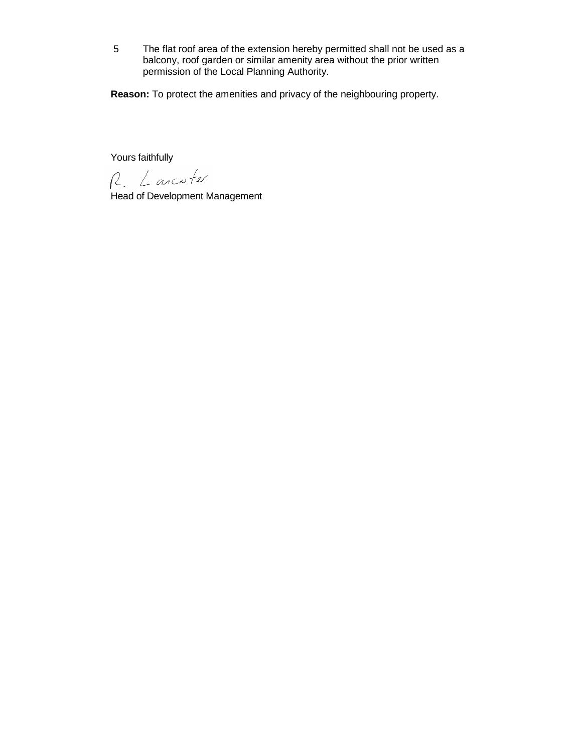5 The flat roof area of the extension hereby permitted shall not be used as a balcony, roof garden or similar amenity area without the prior written permission of the Local Planning Authority.

**Reason:** To protect the amenities and privacy of the neighbouring property.

Yours faithfully

R. Lancaster

Head of Development Management